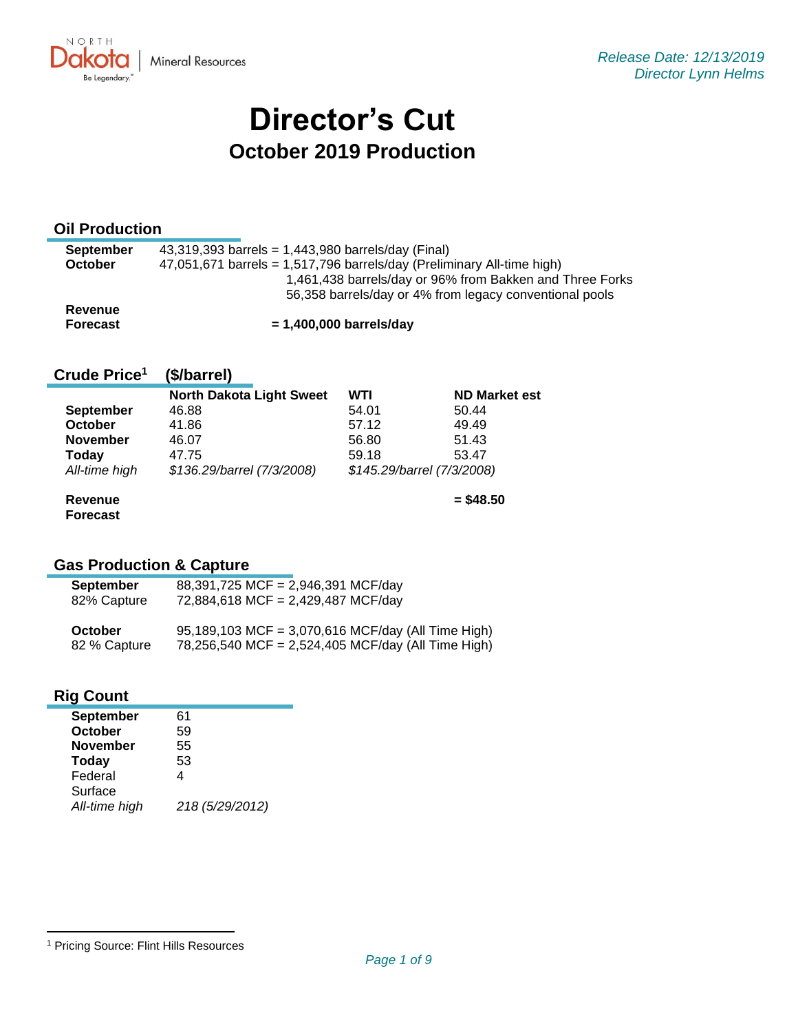NORTH Dakota | Mineral Resources

Be Legendary.

*Release Date: 12/13/2019*
*Director Lynn Helms*

# Director's Cut

## October 2019 Production

### Oil Production

| | |
|---|---|
| **September** | 43,319,393 barrels = 1,443,980 barrels/day (Final) |
| **October** | 47,051,671 barrels = 1,517,796 barrels/day (Preliminary All-time high) |
| | 1,461,438 barrels/day or 96% from Bakken and Three Forks |
| | 56,358 barrels/day or 4% from legacy conventional pools |
| **Revenue Forecast** | **= 1,400,000 barrels/day** |

### Crude Price[1] ($/barrel)

| | North Dakota Light Sweet | WTI | ND Market est |
|---|---|---|---|
| **September** | 46.88 | 54.01 | 50.44 |
| **October** | 41.86 | 57.12 | 49.49 |
| **November** | 46.07 | 56.80 | 51.43 |
| **Today** | 47.75 | 59.18 | 53.47 |
| *All-time high* | *$136.29/barrel (7/3/2008)* | *$145.29/barrel (7/3/2008)* | |
| **Revenue Forecast** | | | **= $48.50** |

### Gas Production & Capture

| | |
|---|---|
| **September** | 88,391,725 MCF = 2,946,391 MCF/day |
| 82% Capture | 72,884,618 MCF = 2,429,487 MCF/day |
| **October** | 95,189,103 MCF = 3,070,616 MCF/day (All Time High) |
| 82 % Capture | 78,256,540 MCF = 2,524,405 MCF/day (All Time High) |

### Rig Count

| | |
|---|---|
| **September** | 61 |
| **October** | 59 |
| **November** | 55 |
| **Today** | 53 |
| Federal Surface | 4 |
| *All-time high* | *218 (5/29/2012)* |

[1] Pricing Source: Flint Hills Resources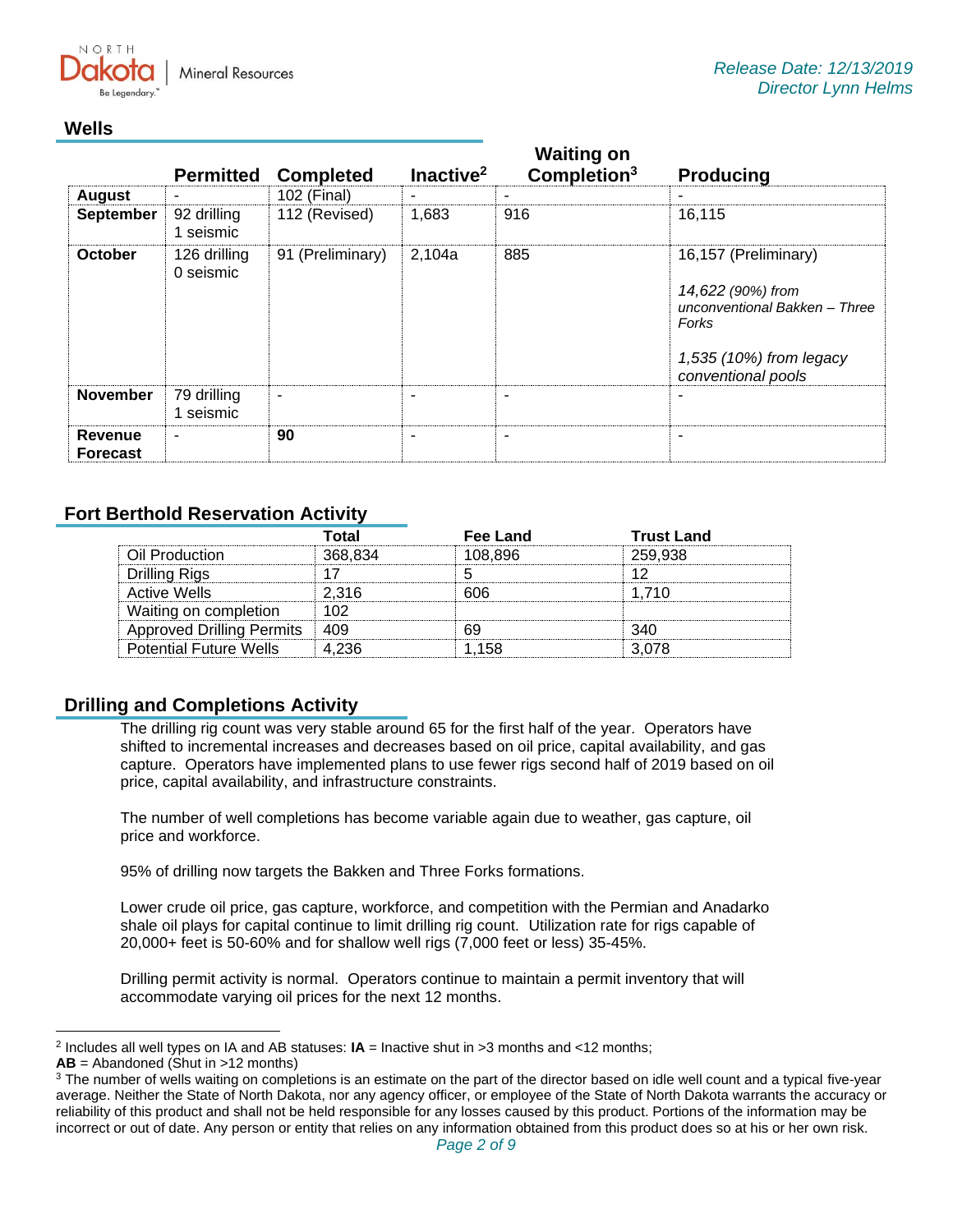Release Date: 12/13/2019
Director Lynn Helms

## Wells

| | Permitted | Completed | Inactive[2] | Waiting on Completion[3] | Producing |
|---|---|---|---|---|---|
| **August** | - | 102 (Final) | - | - | - |
| **September** | 92 drilling<br>1 seismic | 112 (Revised) | 1,683 | 916 | 16,115 |
| **October** | 126 drilling<br>0 seismic | 91 (Preliminary) | 2,104a | 885 | 16,157 (Preliminary)<br><br>*14,622 (90%) from unconventional Bakken – Three Forks*<br><br>*1,535 (10%) from legacy conventional pools* |
| **November** | 79 drilling<br>1 seismic | - | - | - | - |
| **Revenue Forecast** | - | **90** | - | - | - |

## Fort Berthold Reservation Activity

| | Total | Fee Land | Trust Land |
|---|---|---|---|
| Oil Production | 368,834 | 108,896 | 259,938 |
| Drilling Rigs | 17 | 5 | 12 |
| Active Wells | 2,316 | 606 | 1,710 |
| Waiting on completion | 102 | | |
| Approved Drilling Permits | 409 | 69 | 340 |
| Potential Future Wells | 4,236 | 1,158 | 3,078 |

## Drilling and Completions Activity

The drilling rig count was very stable around 65 for the first half of the year. Operators have shifted to incremental increases and decreases based on oil price, capital availability, and gas capture. Operators have implemented plans to use fewer rigs second half of 2019 based on oil price, capital availability, and infrastructure constraints.

The number of well completions has become variable again due to weather, gas capture, oil price and workforce.

95% of drilling now targets the Bakken and Three Forks formations.

Lower crude oil price, gas capture, workforce, and competition with the Permian and Anadarko shale oil plays for capital continue to limit drilling rig count. Utilization rate for rigs capable of 20,000+ feet is 50-60% and for shallow well rigs (7,000 feet or less) 35-45%.

Drilling permit activity is normal. Operators continue to maintain a permit inventory that will accommodate varying oil prices for the next 12 months.

---

[2] Includes all well types on IA and AB statuses: **IA** = Inactive shut in >3 months and <12 months;
**AB** = Abandoned (Shut in >12 months)

[3] The number of wells waiting on completions is an estimate on the part of the director based on idle well count and a typical five-year average. Neither the State of North Dakota, nor any agency officer, or employee of the State of North Dakota warrants the accuracy or reliability of this product and shall not be held responsible for any losses caused by this product. Portions of the information may be incorrect or out of date. Any person or entity that relies on any information obtained from this product does so at his or her own risk.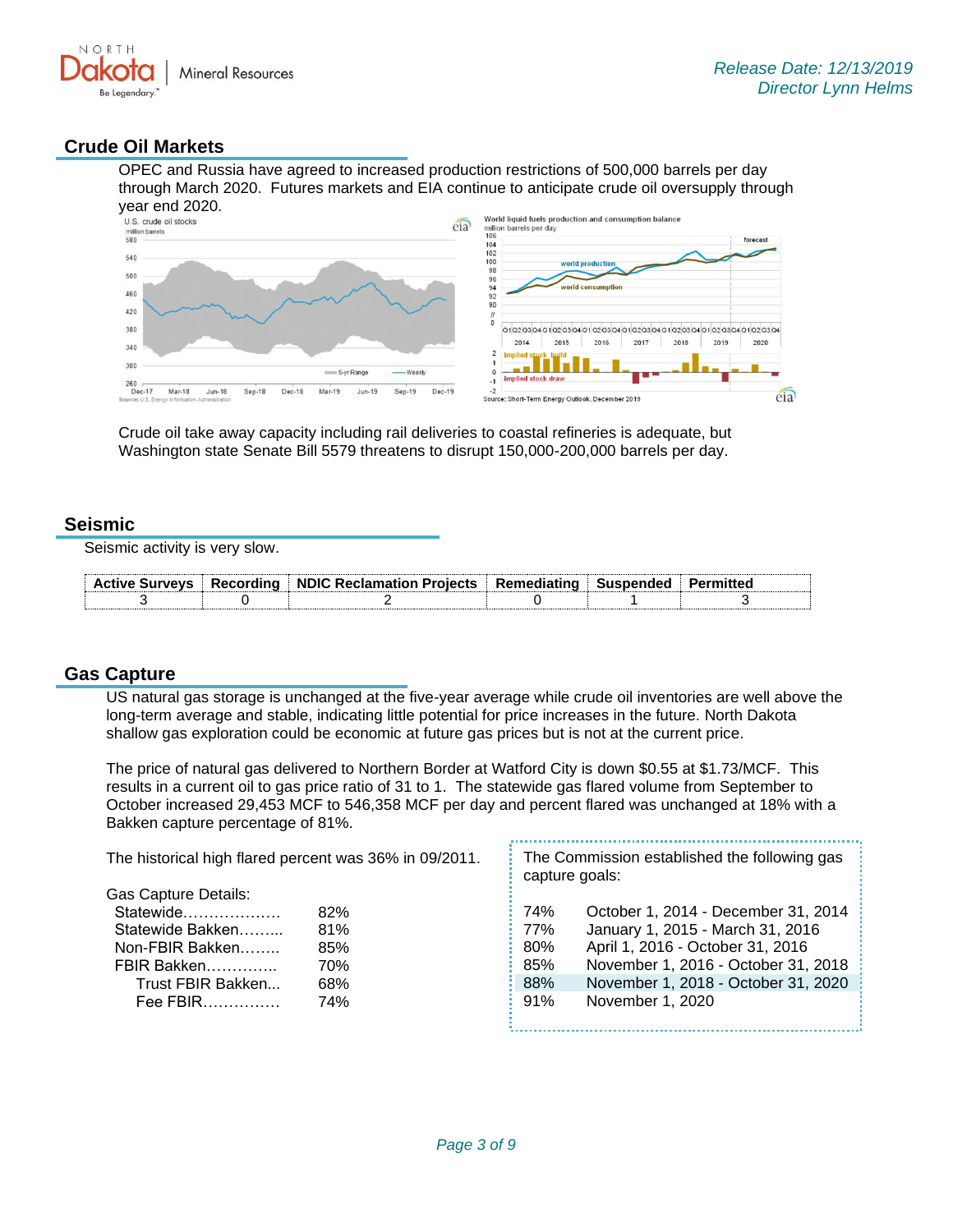Release Date: 12/13/2019
Director Lynn Helms

## Crude Oil Markets

OPEC and Russia have agreed to increased production restrictions of 500,000 barrels per day through March 2020. Futures markets and EIA continue to anticipate crude oil oversupply through year end 2020.

Crude oil take away capacity including rail deliveries to coastal refineries is adequate, but Washington state Senate Bill 5579 threatens to disrupt 150,000-200,000 barrels per day.

## Seismic

Seismic activity is very slow.

| Active Surveys | Recording | NDIC Reclamation Projects | Remediating | Suspended | Permitted |
|---|---|---|---|---|---|
| 3 | 0 | 2 | 0 | 1 | 3 |

## Gas Capture

US natural gas storage is unchanged at the five-year average while crude oil inventories are well above the long-term average and stable, indicating little potential for price increases in the future. North Dakota shallow gas exploration could be economic at future gas prices but is not at the current price.

The price of natural gas delivered to Northern Border at Watford City is down $0.55 at $1.73/MCF. This results in a current oil to gas price ratio of 31 to 1. The statewide gas flared volume from September to October increased 29,453 MCF to 546,358 MCF per day and percent flared was unchanged at 18% with a Bakken capture percentage of 81%.

The historical high flared percent was 36% in 09/2011.

Gas Capture Details:

| | |
|---|---|
| Statewide | 82% |
| Statewide Bakken | 81% |
| Non-FBIR Bakken | 85% |
| FBIR Bakken | 70% |
| Trust FBIR Bakken | 68% |
| Fee FBIR | 74% |

The Commission established the following gas capture goals:

| | |
|---|---|
| 74% | October 1, 2014 - December 31, 2014 |
| 77% | January 1, 2015 - March 31, 2016 |
| 80% | April 1, 2016 - October 31, 2016 |
| 85% | November 1, 2016 - October 31, 2018 |
| 88% | November 1, 2018 - October 31, 2020 |
| 91% | November 1, 2020 |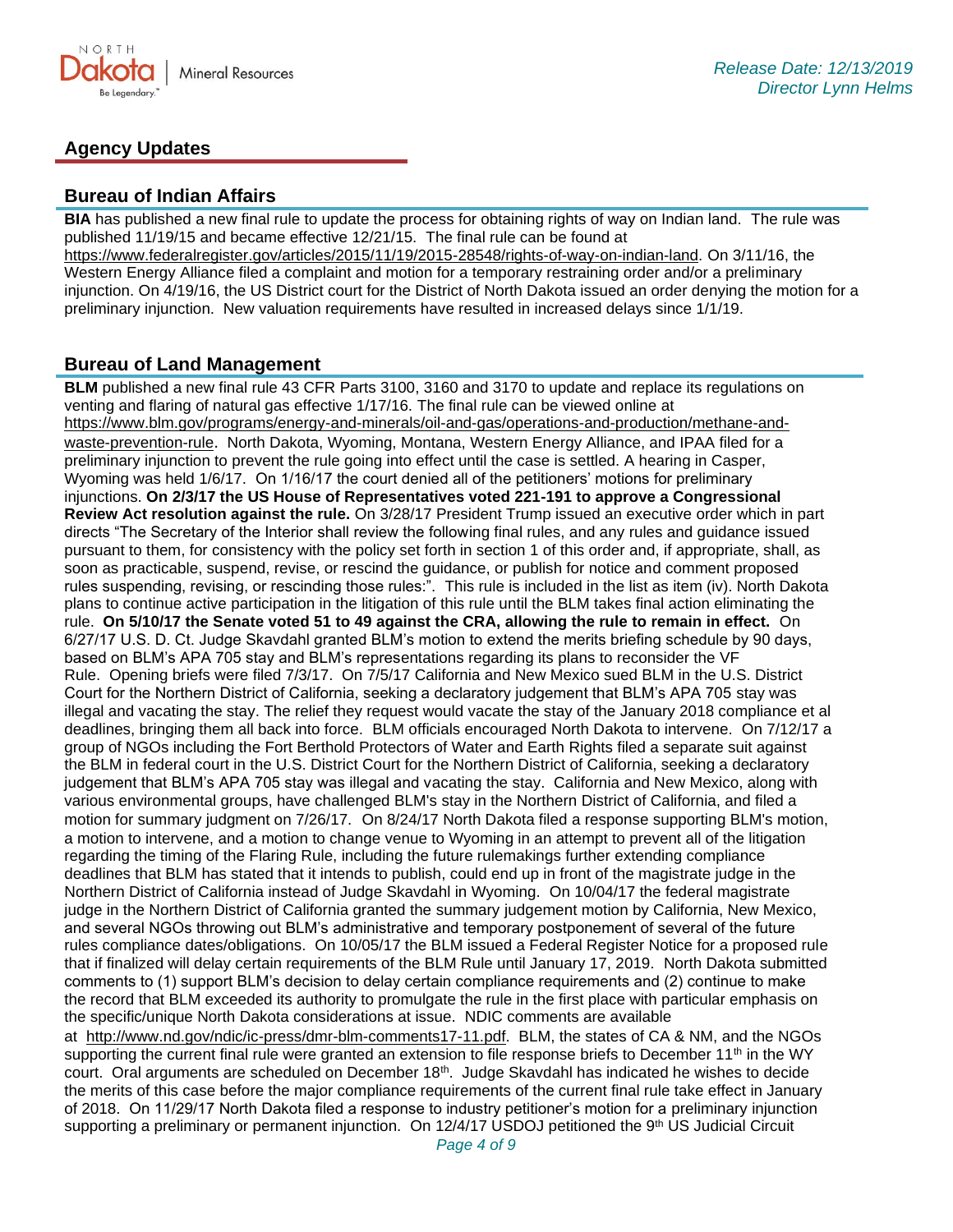## Agency Updates

### Bureau of Indian Affairs

**BIA** has published a new final rule to update the process for obtaining rights of way on Indian land. The rule was published 11/19/15 and became effective 12/21/15. The final rule can be found at https://www.federalregister.gov/articles/2015/11/19/2015-28548/rights-of-way-on-indian-land. On 3/11/16, the Western Energy Alliance filed a complaint and motion for a temporary restraining order and/or a preliminary injunction. On 4/19/16, the US District court for the District of North Dakota issued an order denying the motion for a preliminary injunction. New valuation requirements have resulted in increased delays since 1/1/19.

### Bureau of Land Management

**BLM** published a new final rule 43 CFR Parts 3100, 3160 and 3170 to update and replace its regulations on venting and flaring of natural gas effective 1/17/16. The final rule can be viewed online at https://www.blm.gov/programs/energy-and-minerals/oil-and-gas/operations-and-production/methane-and-waste-prevention-rule. North Dakota, Wyoming, Montana, Western Energy Alliance, and IPAA filed for a preliminary injunction to prevent the rule going into effect until the case is settled. A hearing in Casper, Wyoming was held 1/6/17. On 1/16/17 the court denied all of the petitioners' motions for preliminary injunctions. **On 2/3/17 the US House of Representatives voted 221-191 to approve a Congressional Review Act resolution against the rule.** On 3/28/17 President Trump issued an executive order which in part directs "The Secretary of the Interior shall review the following final rules, and any rules and guidance issued pursuant to them, for consistency with the policy set forth in section 1 of this order and, if appropriate, shall, as soon as practicable, suspend, revise, or rescind the guidance, or publish for notice and comment proposed rules suspending, revising, or rescinding those rules:". This rule is included in the list as item (iv). North Dakota plans to continue active participation in the litigation of this rule until the BLM takes final action eliminating the rule. **On 5/10/17 the Senate voted 51 to 49 against the CRA, allowing the rule to remain in effect.** On 6/27/17 U.S. D. Ct. Judge Skavdahl granted BLM's motion to extend the merits briefing schedule by 90 days, based on BLM's APA 705 stay and BLM's representations regarding its plans to reconsider the VF Rule. Opening briefs were filed 7/3/17. On 7/5/17 California and New Mexico sued BLM in the U.S. District Court for the Northern District of California, seeking a declaratory judgement that BLM's APA 705 stay was illegal and vacating the stay. The relief they request would vacate the stay of the January 2018 compliance et al deadlines, bringing them all back into force. BLM officials encouraged North Dakota to intervene. On 7/12/17 a group of NGOs including the Fort Berthold Protectors of Water and Earth Rights filed a separate suit against the BLM in federal court in the U.S. District Court for the Northern District of California, seeking a declaratory judgement that BLM's APA 705 stay was illegal and vacating the stay. California and New Mexico, along with various environmental groups, have challenged BLM's stay in the Northern District of California, and filed a motion for summary judgment on 7/26/17. On 8/24/17 North Dakota filed a response supporting BLM's motion, a motion to intervene, and a motion to change venue to Wyoming in an attempt to prevent all of the litigation regarding the timing of the Flaring Rule, including the future rulemakings further extending compliance deadlines that BLM has stated that it intends to publish, could end up in front of the magistrate judge in the Northern District of California instead of Judge Skavdahl in Wyoming. On 10/04/17 the federal magistrate judge in the Northern District of California granted the summary judgement motion by California, New Mexico, and several NGOs throwing out BLM's administrative and temporary postponement of several of the future rules compliance dates/obligations. On 10/05/17 the BLM issued a Federal Register Notice for a proposed rule that if finalized will delay certain requirements of the BLM Rule until January 17, 2019. North Dakota submitted comments to (1) support BLM's decision to delay certain compliance requirements and (2) continue to make the record that BLM exceeded its authority to promulgate the rule in the first place with particular emphasis on the specific/unique North Dakota considerations at issue. NDIC comments are available at http://www.nd.gov/ndic/ic-press/dmr-blm-comments17-11.pdf. BLM, the states of CA & NM, and the NGOs supporting the current final rule were granted an extension to file response briefs to December 11th in the WY court. Oral arguments are scheduled on December 18th. Judge Skavdahl has indicated he wishes to decide the merits of this case before the major compliance requirements of the current final rule take effect in January of 2018. On 11/29/17 North Dakota filed a response to industry petitioner's motion for a preliminary injunction supporting a preliminary or permanent injunction. On 12/4/17 USDOJ petitioned the 9th US Judicial Circuit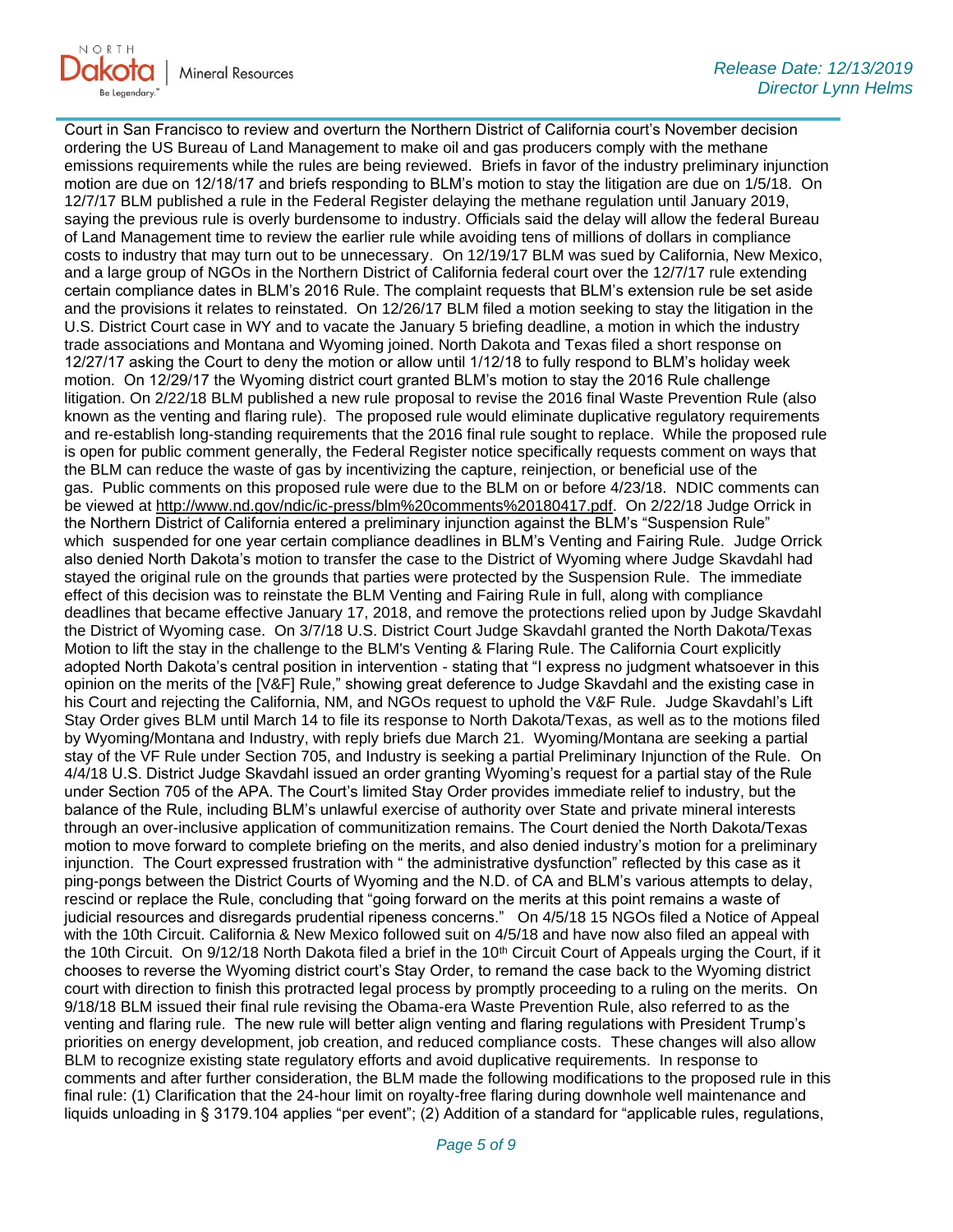Court in San Francisco to review and overturn the Northern District of California court's November decision ordering the US Bureau of Land Management to make oil and gas producers comply with the methane emissions requirements while the rules are being reviewed. Briefs in favor of the industry preliminary injunction motion are due on 12/18/17 and briefs responding to BLM's motion to stay the litigation are due on 1/5/18. On 12/7/17 BLM published a rule in the Federal Register delaying the methane regulation until January 2019, saying the previous rule is overly burdensome to industry. Officials said the delay will allow the federal Bureau of Land Management time to review the earlier rule while avoiding tens of millions of dollars in compliance costs to industry that may turn out to be unnecessary. On 12/19/17 BLM was sued by California, New Mexico, and a large group of NGOs in the Northern District of California federal court over the 12/7/17 rule extending certain compliance dates in BLM's 2016 Rule. The complaint requests that BLM's extension rule be set aside and the provisions it relates to reinstated. On 12/26/17 BLM filed a motion seeking to stay the litigation in the U.S. District Court case in WY and to vacate the January 5 briefing deadline, a motion in which the industry trade associations and Montana and Wyoming joined. North Dakota and Texas filed a short response on 12/27/17 asking the Court to deny the motion or allow until 1/12/18 to fully respond to BLM's holiday week motion. On 12/29/17 the Wyoming district court granted BLM's motion to stay the 2016 Rule challenge litigation. On 2/22/18 BLM published a new rule proposal to revise the 2016 final Waste Prevention Rule (also known as the venting and flaring rule). The proposed rule would eliminate duplicative regulatory requirements and re-establish long-standing requirements that the 2016 final rule sought to replace. While the proposed rule is open for public comment generally, the Federal Register notice specifically requests comment on ways that the BLM can reduce the waste of gas by incentivizing the capture, reinjection, or beneficial use of the gas. Public comments on this proposed rule were due to the BLM on or before 4/23/18. NDIC comments can be viewed at http://www.nd.gov/ndic/ic-press/blm%20comments%20180417.pdf. On 2/22/18 Judge Orrick in the Northern District of California entered a preliminary injunction against the BLM's "Suspension Rule" which suspended for one year certain compliance deadlines in BLM's Venting and Fairing Rule. Judge Orrick also denied North Dakota's motion to transfer the case to the District of Wyoming where Judge Skavdahl had stayed the original rule on the grounds that parties were protected by the Suspension Rule. The immediate effect of this decision was to reinstate the BLM Venting and Fairing Rule in full, along with compliance deadlines that became effective January 17, 2018, and remove the protections relied upon by Judge Skavdahl the District of Wyoming case. On 3/7/18 U.S. District Court Judge Skavdahl granted the North Dakota/Texas Motion to lift the stay in the challenge to the BLM's Venting & Flaring Rule. The California Court explicitly adopted North Dakota's central position in intervention - stating that "I express no judgment whatsoever in this opinion on the merits of the [V&F] Rule," showing great deference to Judge Skavdahl and the existing case in his Court and rejecting the California, NM, and NGOs request to uphold the V&F Rule. Judge Skavdahl's Lift Stay Order gives BLM until March 14 to file its response to North Dakota/Texas, as well as to the motions filed by Wyoming/Montana and Industry, with reply briefs due March 21. Wyoming/Montana are seeking a partial stay of the VF Rule under Section 705, and Industry is seeking a partial Preliminary Injunction of the Rule. On 4/4/18 U.S. District Judge Skavdahl issued an order granting Wyoming's request for a partial stay of the Rule under Section 705 of the APA. The Court's limited Stay Order provides immediate relief to industry, but the balance of the Rule, including BLM's unlawful exercise of authority over State and private mineral interests through an over-inclusive application of communitization remains. The Court denied the North Dakota/Texas motion to move forward to complete briefing on the merits, and also denied industry's motion for a preliminary injunction. The Court expressed frustration with " the administrative dysfunction" reflected by this case as it ping-pongs between the District Courts of Wyoming and the N.D. of CA and BLM's various attempts to delay, rescind or replace the Rule, concluding that "going forward on the merits at this point remains a waste of judicial resources and disregards prudential ripeness concerns." On 4/5/18 15 NGOs filed a Notice of Appeal with the 10th Circuit. California & New Mexico followed suit on 4/5/18 and have now also filed an appeal with the 10th Circuit. On 9/12/18 North Dakota filed a brief in the 10th Circuit Court of Appeals urging the Court, if it chooses to reverse the Wyoming district court's Stay Order, to remand the case back to the Wyoming district court with direction to finish this protracted legal process by promptly proceeding to a ruling on the merits. On 9/18/18 BLM issued their final rule revising the Obama-era Waste Prevention Rule, also referred to as the venting and flaring rule. The new rule will better align venting and flaring regulations with President Trump's priorities on energy development, job creation, and reduced compliance costs. These changes will also allow BLM to recognize existing state regulatory efforts and avoid duplicative requirements. In response to comments and after further consideration, the BLM made the following modifications to the proposed rule in this final rule: (1) Clarification that the 24-hour limit on royalty-free flaring during downhole well maintenance and liquids unloading in § 3179.104 applies "per event"; (2) Addition of a standard for "applicable rules, regulations,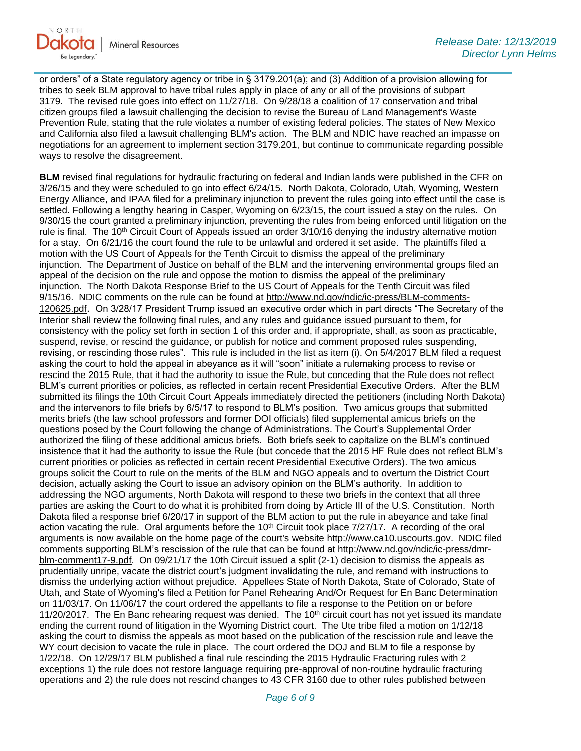or orders" of a State regulatory agency or tribe in § 3179.201(a); and (3) Addition of a provision allowing for tribes to seek BLM approval to have tribal rules apply in place of any or all of the provisions of subpart 3179. The revised rule goes into effect on 11/27/18. On 9/28/18 a coalition of 17 conservation and tribal citizen groups filed a lawsuit challenging the decision to revise the Bureau of Land Management's Waste Prevention Rule, stating that the rule violates a number of existing federal policies. The states of New Mexico and California also filed a lawsuit challenging BLM's action. The BLM and NDIC have reached an impasse on negotiations for an agreement to implement section 3179.201, but continue to communicate regarding possible ways to resolve the disagreement.

**BLM** revised final regulations for hydraulic fracturing on federal and Indian lands were published in the CFR on 3/26/15 and they were scheduled to go into effect 6/24/15. North Dakota, Colorado, Utah, Wyoming, Western Energy Alliance, and IPAA filed for a preliminary injunction to prevent the rules going into effect until the case is settled. Following a lengthy hearing in Casper, Wyoming on 6/23/15, the court issued a stay on the rules. On 9/30/15 the court granted a preliminary injunction, preventing the rules from being enforced until litigation on the rule is final. The 10th Circuit Court of Appeals issued an order 3/10/16 denying the industry alternative motion for a stay. On 6/21/16 the court found the rule to be unlawful and ordered it set aside. The plaintiffs filed a motion with the US Court of Appeals for the Tenth Circuit to dismiss the appeal of the preliminary injunction. The Department of Justice on behalf of the BLM and the intervening environmental groups filed an appeal of the decision on the rule and oppose the motion to dismiss the appeal of the preliminary injunction. The North Dakota Response Brief to the US Court of Appeals for the Tenth Circuit was filed 9/15/16. NDIC comments on the rule can be found at http://www.nd.gov/ndic/ic-press/BLM-comments-120625.pdf. On 3/28/17 President Trump issued an executive order which in part directs "The Secretary of the Interior shall review the following final rules, and any rules and guidance issued pursuant to them, for consistency with the policy set forth in section 1 of this order and, if appropriate, shall, as soon as practicable, suspend, revise, or rescind the guidance, or publish for notice and comment proposed rules suspending, revising, or rescinding those rules". This rule is included in the list as item (i). On 5/4/2017 BLM filed a request asking the court to hold the appeal in abeyance as it will "soon" initiate a rulemaking process to revise or rescind the 2015 Rule, that it had the authority to issue the Rule, but conceding that the Rule does not reflect BLM's current priorities or policies, as reflected in certain recent Presidential Executive Orders. After the BLM submitted its filings the 10th Circuit Court Appeals immediately directed the petitioners (including North Dakota) and the intervenors to file briefs by 6/5/17 to respond to BLM's position. Two amicus groups that submitted merits briefs (the law school professors and former DOI officials) filed supplemental amicus briefs on the questions posed by the Court following the change of Administrations. The Court's Supplemental Order authorized the filing of these additional amicus briefs. Both briefs seek to capitalize on the BLM's continued insistence that it had the authority to issue the Rule (but concede that the 2015 HF Rule does not reflect BLM's current priorities or policies as reflected in certain recent Presidential Executive Orders). The two amicus groups solicit the Court to rule on the merits of the BLM and NGO appeals and to overturn the District Court decision, actually asking the Court to issue an advisory opinion on the BLM's authority. In addition to addressing the NGO arguments, North Dakota will respond to these two briefs in the context that all three parties are asking the Court to do what it is prohibited from doing by Article III of the U.S. Constitution. North Dakota filed a response brief 6/20/17 in support of the BLM action to put the rule in abeyance and take final action vacating the rule. Oral arguments before the 10th Circuit took place 7/27/17. A recording of the oral arguments is now available on the home page of the court's website http://www.ca10.uscourts.gov. NDIC filed comments supporting BLM's rescission of the rule that can be found at http://www.nd.gov/ndic/ic-press/dmr-blm-comment17-9.pdf. On 09/21/17 the 10th Circuit issued a split (2-1) decision to dismiss the appeals as prudentially unripe, vacate the district court's judgment invalidating the rule, and remand with instructions to dismiss the underlying action without prejudice. Appellees State of North Dakota, State of Colorado, State of Utah, and State of Wyoming's filed a Petition for Panel Rehearing And/Or Request for En Banc Determination on 11/03/17. On 11/06/17 the court ordered the appellants to file a response to the Petition on or before 11/20/2017. The En Banc rehearing request was denied. The 10th circuit court has not yet issued its mandate ending the current round of litigation in the Wyoming District court. The Ute tribe filed a motion on 1/12/18 asking the court to dismiss the appeals as moot based on the publication of the rescission rule and leave the WY court decision to vacate the rule in place. The court ordered the DOJ and BLM to file a response by 1/22/18. On 12/29/17 BLM published a final rule rescinding the 2015 Hydraulic Fracturing rules with 2 exceptions 1) the rule does not restore language requiring pre-approval of non-routine hydraulic fracturing operations and 2) the rule does not rescind changes to 43 CFR 3160 due to other rules published between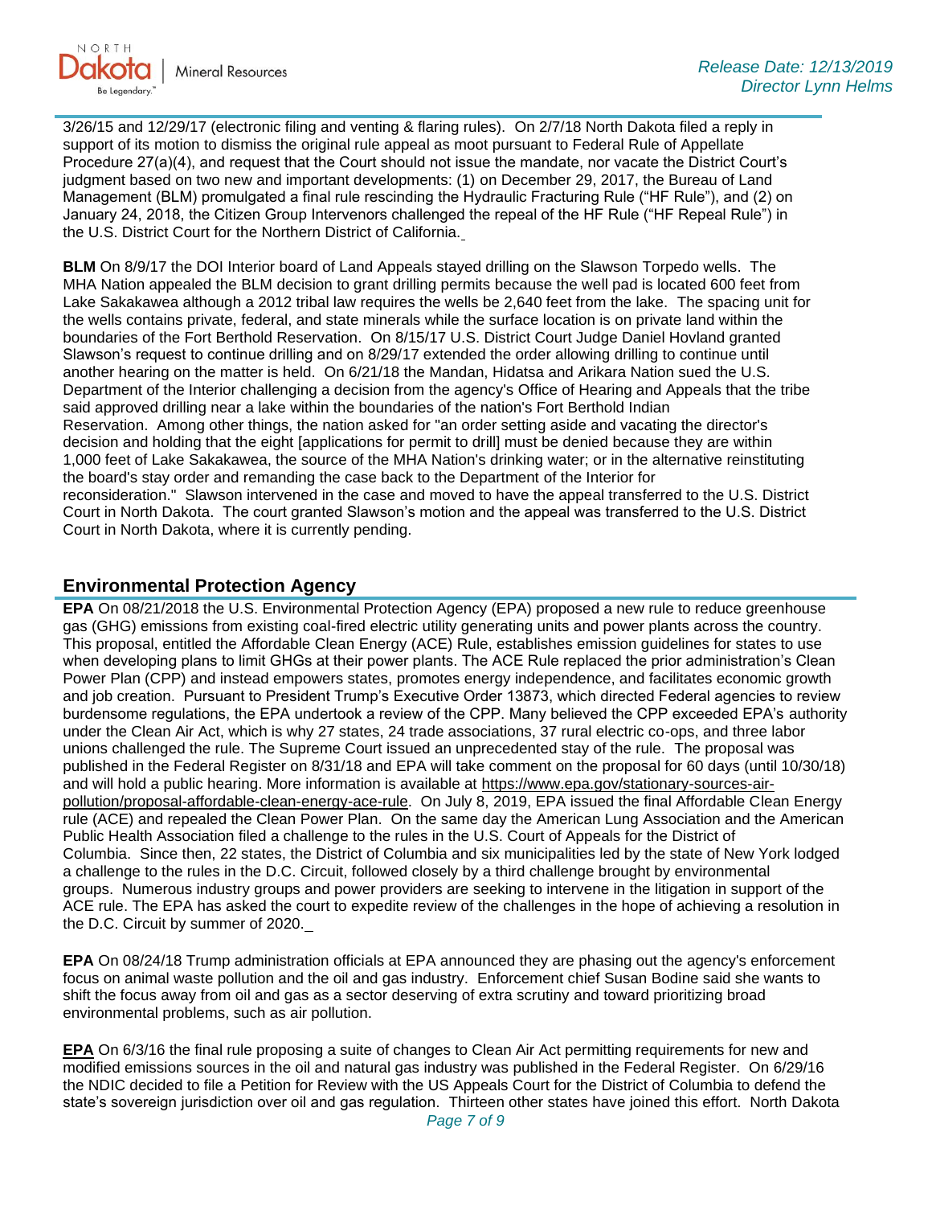3/26/15 and 12/29/17 (electronic filing and venting & flaring rules). On 2/7/18 North Dakota filed a reply in support of its motion to dismiss the original rule appeal as moot pursuant to Federal Rule of Appellate Procedure 27(a)(4), and request that the Court should not issue the mandate, nor vacate the District Court's judgment based on two new and important developments: (1) on December 29, 2017, the Bureau of Land Management (BLM) promulgated a final rule rescinding the Hydraulic Fracturing Rule ("HF Rule"), and (2) on January 24, 2018, the Citizen Group Intervenors challenged the repeal of the HF Rule ("HF Repeal Rule") in the U.S. District Court for the Northern District of California.

**BLM** On 8/9/17 the DOI Interior board of Land Appeals stayed drilling on the Slawson Torpedo wells. The MHA Nation appealed the BLM decision to grant drilling permits because the well pad is located 600 feet from Lake Sakakawea although a 2012 tribal law requires the wells be 2,640 feet from the lake. The spacing unit for the wells contains private, federal, and state minerals while the surface location is on private land within the boundaries of the Fort Berthold Reservation. On 8/15/17 U.S. District Court Judge Daniel Hovland granted Slawson's request to continue drilling and on 8/29/17 extended the order allowing drilling to continue until another hearing on the matter is held. On 6/21/18 the Mandan, Hidatsa and Arikara Nation sued the U.S. Department of the Interior challenging a decision from the agency's Office of Hearing and Appeals that the tribe said approved drilling near a lake within the boundaries of the nation's Fort Berthold Indian Reservation. Among other things, the nation asked for "an order setting aside and vacating the director's decision and holding that the eight [applications for permit to drill] must be denied because they are within 1,000 feet of Lake Sakakawea, the source of the MHA Nation's drinking water; or in the alternative reinstituting the board's stay order and remanding the case back to the Department of the Interior for reconsideration." Slawson intervened in the case and moved to have the appeal transferred to the U.S. District Court in North Dakota. The court granted Slawson's motion and the appeal was transferred to the U.S. District Court in North Dakota, where it is currently pending.

## Environmental Protection Agency

**EPA** On 08/21/2018 the U.S. Environmental Protection Agency (EPA) proposed a new rule to reduce greenhouse gas (GHG) emissions from existing coal-fired electric utility generating units and power plants across the country. This proposal, entitled the Affordable Clean Energy (ACE) Rule, establishes emission guidelines for states to use when developing plans to limit GHGs at their power plants. The ACE Rule replaced the prior administration's Clean Power Plan (CPP) and instead empowers states, promotes energy independence, and facilitates economic growth and job creation. Pursuant to President Trump's Executive Order 13873, which directed Federal agencies to review burdensome regulations, the EPA undertook a review of the CPP. Many believed the CPP exceeded EPA's authority under the Clean Air Act, which is why 27 states, 24 trade associations, 37 rural electric co-ops, and three labor unions challenged the rule. The Supreme Court issued an unprecedented stay of the rule. The proposal was published in the Federal Register on 8/31/18 and EPA will take comment on the proposal for 60 days (until 10/30/18) and will hold a public hearing. More information is available at https://www.epa.gov/stationary-sources-air-pollution/proposal-affordable-clean-energy-ace-rule. On July 8, 2019, EPA issued the final Affordable Clean Energy rule (ACE) and repealed the Clean Power Plan. On the same day the American Lung Association and the American Public Health Association filed a challenge to the rules in the U.S. Court of Appeals for the District of Columbia. Since then, 22 states, the District of Columbia and six municipalities led by the state of New York lodged a challenge to the rules in the D.C. Circuit, followed closely by a third challenge brought by environmental groups. Numerous industry groups and power providers are seeking to intervene in the litigation in support of the ACE rule. The EPA has asked the court to expedite review of the challenges in the hope of achieving a resolution in the D.C. Circuit by summer of 2020.

**EPA** On 08/24/18 Trump administration officials at EPA announced they are phasing out the agency's enforcement focus on animal waste pollution and the oil and gas industry. Enforcement chief Susan Bodine said she wants to shift the focus away from oil and gas as a sector deserving of extra scrutiny and toward prioritizing broad environmental problems, such as air pollution.

**EPA** On 6/3/16 the final rule proposing a suite of changes to Clean Air Act permitting requirements for new and modified emissions sources in the oil and natural gas industry was published in the Federal Register. On 6/29/16 the NDIC decided to file a Petition for Review with the US Appeals Court for the District of Columbia to defend the state's sovereign jurisdiction over oil and gas regulation. Thirteen other states have joined this effort. North Dakota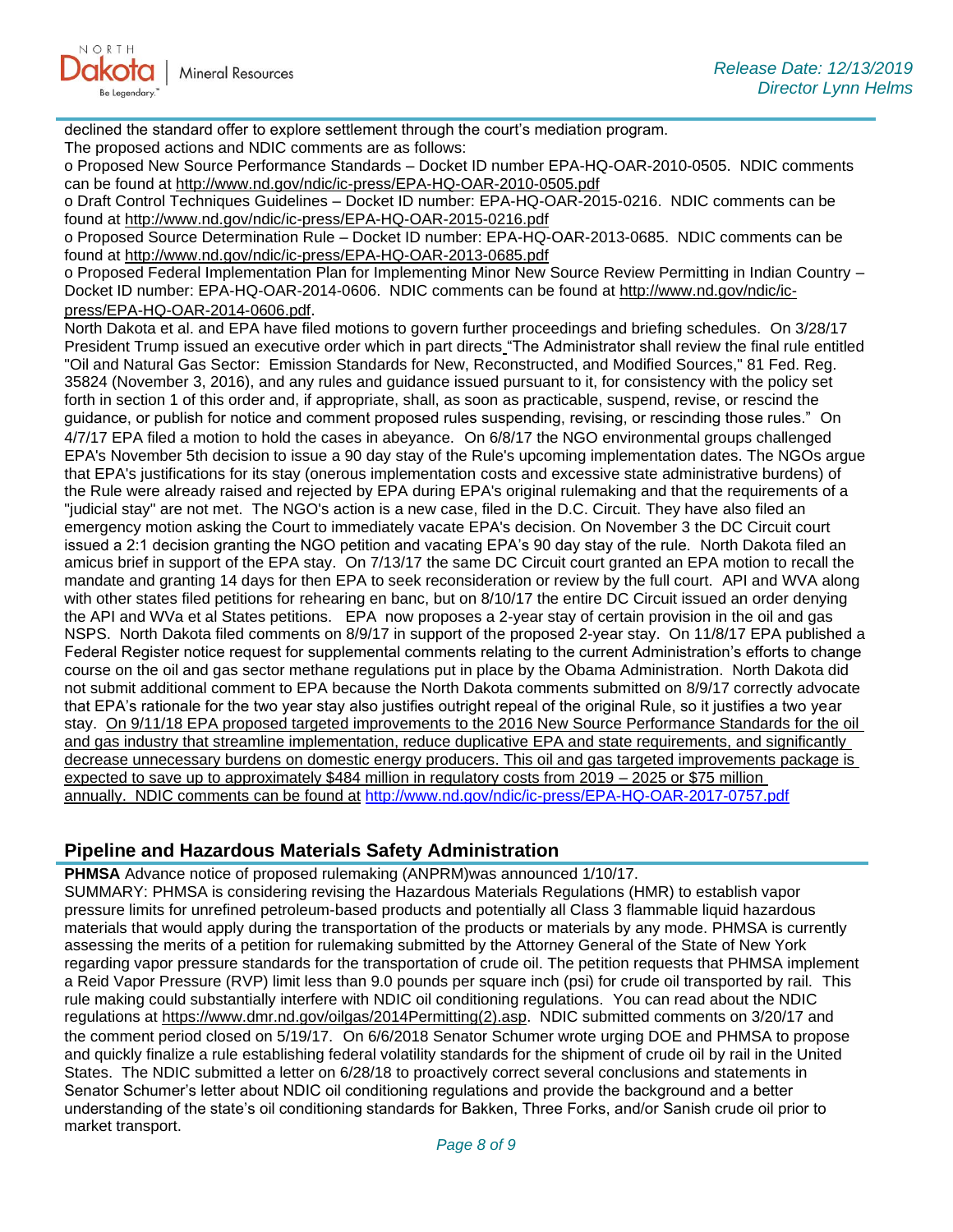declined the standard offer to explore settlement through the court's mediation program.
The proposed actions and NDIC comments are as follows:

o Proposed New Source Performance Standards – Docket ID number EPA-HQ-OAR-2010-0505. NDIC comments can be found at http://www.nd.gov/ndic/ic-press/EPA-HQ-OAR-2010-0505.pdf

o Draft Control Techniques Guidelines – Docket ID number: EPA-HQ-OAR-2015-0216. NDIC comments can be found at http://www.nd.gov/ndic/ic-press/EPA-HQ-OAR-2015-0216.pdf

o Proposed Source Determination Rule – Docket ID number: EPA-HQ-OAR-2013-0685. NDIC comments can be found at http://www.nd.gov/ndic/ic-press/EPA-HQ-OAR-2013-0685.pdf

o Proposed Federal Implementation Plan for Implementing Minor New Source Review Permitting in Indian Country – Docket ID number: EPA-HQ-OAR-2014-0606. NDIC comments can be found at http://www.nd.gov/ndic/ic-press/EPA-HQ-OAR-2014-0606.pdf.

North Dakota et al. and EPA have filed motions to govern further proceedings and briefing schedules. On 3/28/17 President Trump issued an executive order which in part directs "The Administrator shall review the final rule entitled "Oil and Natural Gas Sector: Emission Standards for New, Reconstructed, and Modified Sources," 81 Fed. Reg. 35824 (November 3, 2016), and any rules and guidance issued pursuant to it, for consistency with the policy set forth in section 1 of this order and, if appropriate, shall, as soon as practicable, suspend, revise, or rescind the guidance, or publish for notice and comment proposed rules suspending, revising, or rescinding those rules." On 4/7/17 EPA filed a motion to hold the cases in abeyance. On 6/8/17 the NGO environmental groups challenged EPA's November 5th decision to issue a 90 day stay of the Rule's upcoming implementation dates. The NGOs argue that EPA's justifications for its stay (onerous implementation costs and excessive state administrative burdens) of the Rule were already raised and rejected by EPA during EPA's original rulemaking and that the requirements of a "judicial stay" are not met. The NGO's action is a new case, filed in the D.C. Circuit. They have also filed an emergency motion asking the Court to immediately vacate EPA's decision. On November 3 the DC Circuit court issued a 2:1 decision granting the NGO petition and vacating EPA's 90 day stay of the rule. North Dakota filed an amicus brief in support of the EPA stay. On 7/13/17 the same DC Circuit court granted an EPA motion to recall the mandate and granting 14 days for then EPA to seek reconsideration or review by the full court. API and WVA along with other states filed petitions for rehearing en banc, but on 8/10/17 the entire DC Circuit issued an order denying the API and WVa et al States petitions. EPA now proposes a 2-year stay of certain provision in the oil and gas NSPS. North Dakota filed comments on 8/9/17 in support of the proposed 2-year stay. On 11/8/17 EPA published a Federal Register notice request for supplemental comments relating to the current Administration's efforts to change course on the oil and gas sector methane regulations put in place by the Obama Administration. North Dakota did not submit additional comment to EPA because the North Dakota comments submitted on 8/9/17 correctly advocate that EPA's rationale for the two year stay also justifies outright repeal of the original Rule, so it justifies a two year stay. On 9/11/18 EPA proposed targeted improvements to the 2016 New Source Performance Standards for the oil and gas industry that streamline implementation, reduce duplicative EPA and state requirements, and significantly decrease unnecessary burdens on domestic energy producers. This oil and gas targeted improvements package is expected to save up to approximately $484 million in regulatory costs from 2019 – 2025 or $75 million annually. NDIC comments can be found at http://www.nd.gov/ndic/ic-press/EPA-HQ-OAR-2017-0757.pdf

## Pipeline and Hazardous Materials Safety Administration

**PHMSA** Advance notice of proposed rulemaking (ANPRM)was announced 1/10/17.
SUMMARY: PHMSA is considering revising the Hazardous Materials Regulations (HMR) to establish vapor pressure limits for unrefined petroleum-based products and potentially all Class 3 flammable liquid hazardous materials that would apply during the transportation of the products or materials by any mode. PHMSA is currently assessing the merits of a petition for rulemaking submitted by the Attorney General of the State of New York regarding vapor pressure standards for the transportation of crude oil. The petition requests that PHMSA implement a Reid Vapor Pressure (RVP) limit less than 9.0 pounds per square inch (psi) for crude oil transported by rail. This rule making could substantially interfere with NDIC oil conditioning regulations. You can read about the NDIC regulations at https://www.dmr.nd.gov/oilgas/2014Permitting(2).asp. NDIC submitted comments on 3/20/17 and the comment period closed on 5/19/17. On 6/6/2018 Senator Schumer wrote urging DOE and PHMSA to propose and quickly finalize a rule establishing federal volatility standards for the shipment of crude oil by rail in the United States. The NDIC submitted a letter on 6/28/18 to proactively correct several conclusions and statements in Senator Schumer's letter about NDIC oil conditioning regulations and provide the background and a better understanding of the state's oil conditioning standards for Bakken, Three Forks, and/or Sanish crude oil prior to market transport.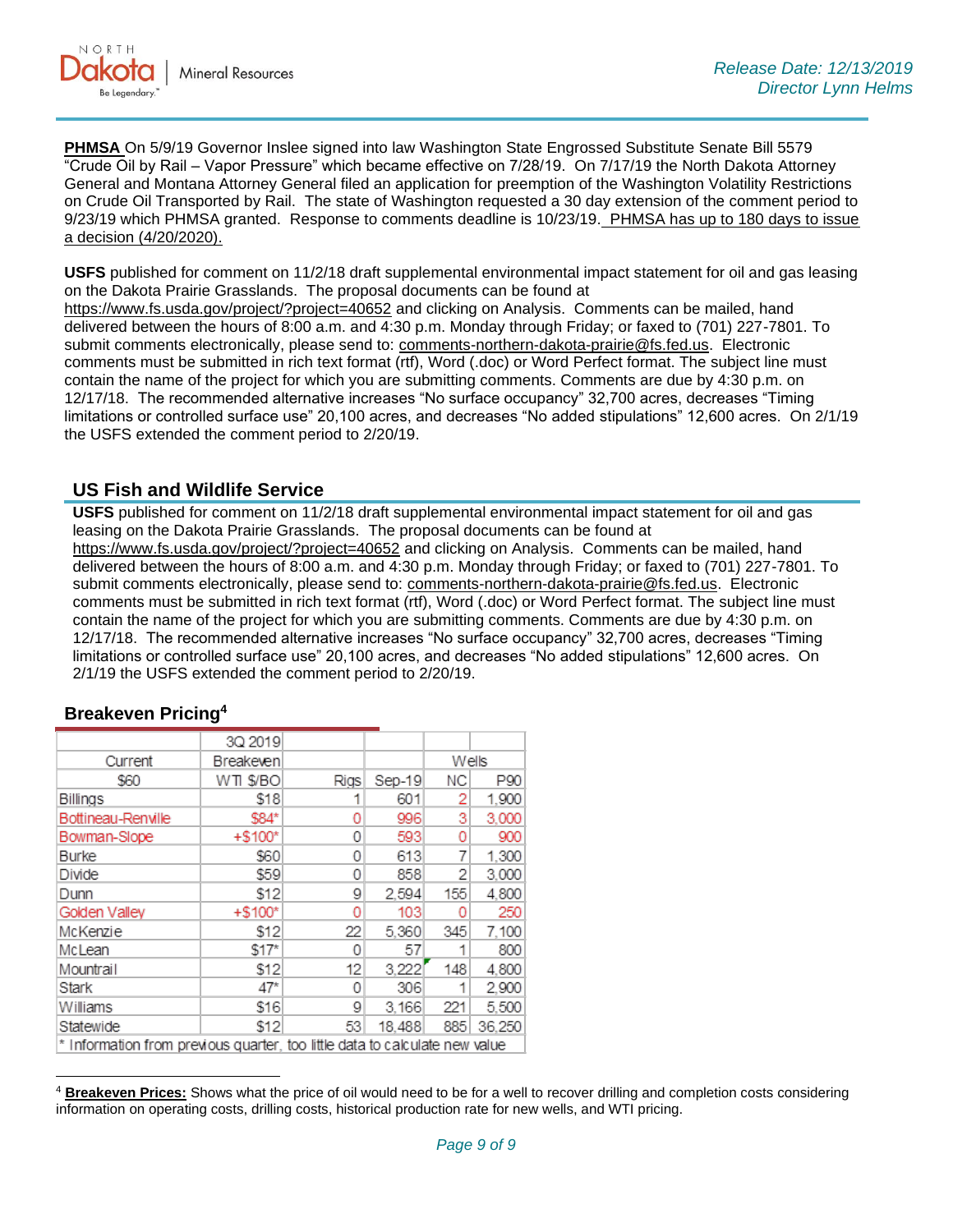**PHMSA** On 5/9/19 Governor Inslee signed into law Washington State Engrossed Substitute Senate Bill 5579 "Crude Oil by Rail – Vapor Pressure" which became effective on 7/28/19. On 7/17/19 the North Dakota Attorney General and Montana Attorney General filed an application for preemption of the Washington Volatility Restrictions on Crude Oil Transported by Rail. The state of Washington requested a 30 day extension of the comment period to 9/23/19 which PHMSA granted. Response to comments deadline is 10/23/19. PHMSA has up to 180 days to issue a decision (4/20/2020).

**USFS** published for comment on 11/2/18 draft supplemental environmental impact statement for oil and gas leasing on the Dakota Prairie Grasslands. The proposal documents can be found at https://www.fs.usda.gov/project/?project=40652 and clicking on Analysis. Comments can be mailed, hand delivered between the hours of 8:00 a.m. and 4:30 p.m. Monday through Friday; or faxed to (701) 227-7801. To submit comments electronically, please send to: comments-northern-dakota-prairie@fs.fed.us. Electronic comments must be submitted in rich text format (rtf), Word (.doc) or Word Perfect format. The subject line must contain the name of the project for which you are submitting comments. Comments are due by 4:30 p.m. on 12/17/18. The recommended alternative increases "No surface occupancy" 32,700 acres, decreases "Timing limitations or controlled surface use" 20,100 acres, and decreases "No added stipulations" 12,600 acres. On 2/1/19 the USFS extended the comment period to 2/20/19.

## US Fish and Wildlife Service

**USFS** published for comment on 11/2/18 draft supplemental environmental impact statement for oil and gas leasing on the Dakota Prairie Grasslands. The proposal documents can be found at https://www.fs.usda.gov/project/?project=40652 and clicking on Analysis. Comments can be mailed, hand delivered between the hours of 8:00 a.m. and 4:30 p.m. Monday through Friday; or faxed to (701) 227-7801. To submit comments electronically, please send to: comments-northern-dakota-prairie@fs.fed.us. Electronic comments must be submitted in rich text format (rtf), Word (.doc) or Word Perfect format. The subject line must contain the name of the project for which you are submitting comments. Comments are due by 4:30 p.m. on 12/17/18. The recommended alternative increases "No surface occupancy" 32,700 acres, decreases "Timing limitations or controlled surface use" 20,100 acres, and decreases "No added stipulations" 12,600 acres. On 2/1/19 the USFS extended the comment period to 2/20/19.

## Breakeven Pricing[4]

| Current | 3Q 2019 | | | Wells | |
|---|---|---|---|---|---|
| | Breakeven | | | | |
| $60 | WTI $/BO | Rigs | Sep-19 | NC | P90 |
| Billings | $18 | 1 | 601 | 2 | 1,900 |
| Bottineau-Renville | $84* | 0 | 996 | 3 | 3,000 |
| Bowman-Slope | +$100* | 0 | 593 | 0 | 900 |
| Burke | $60 | 0 | 613 | 7 | 1,300 |
| Divide | $59 | 0 | 858 | 2 | 3,000 |
| Dunn | $12 | 9 | 2,594 | 155 | 4,800 |
| Golden Valley | +$100* | 0 | 103 | 0 | 250 |
| McKenzie | $12 | 22 | 5,360 | 345 | 7,100 |
| McLean | $17* | 0 | 57 | 1 | 800 |
| Mountrail | $12 | 12 | 3,222 | 148 | 4,800 |
| Stark | 47* | 0 | 306 | 1 | 2,900 |
| Williams | $16 | 9 | 3,166 | 221 | 5,500 |
| Statewide | $12 | 53 | 18,488 | 885 | 36,250 |

\* Information from previous quarter, too little data to calculate new value

[4] **Breakeven Prices:** Shows what the price of oil would need to be for a well to recover drilling and completion costs considering information on operating costs, drilling costs, historical production rate for new wells, and WTI pricing.